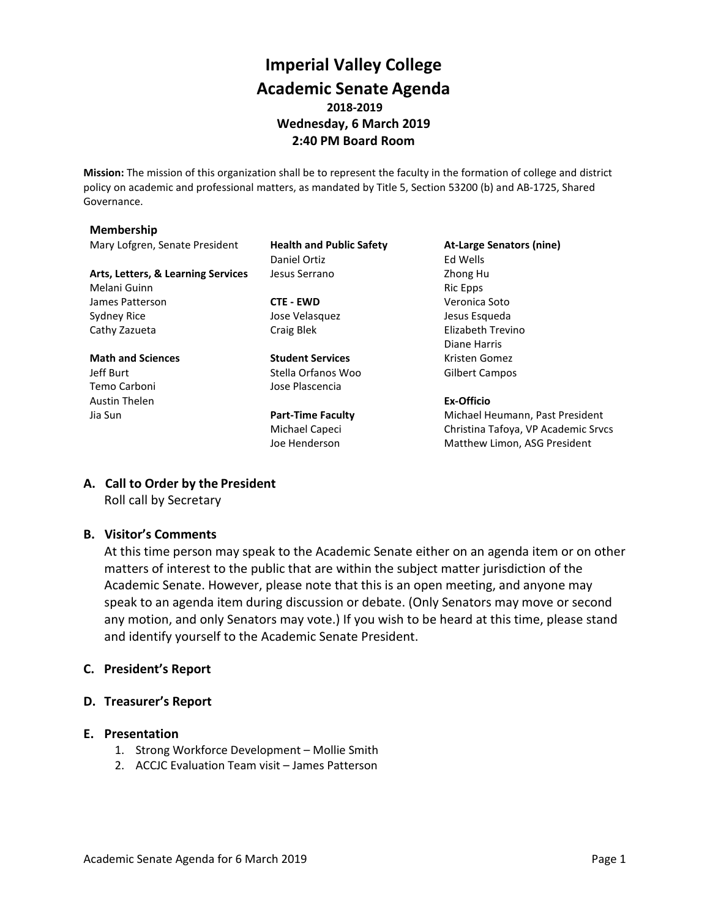# Imperial Valley College
# Academic Senate Agenda

**2018-2019**
**Wednesday, 6 March 2019**
**2:40 PM Board Room**

**Mission:** The mission of this organization shall be to represent the faculty in the formation of college and district policy on academic and professional matters, as mandated by Title 5, Section 53200 (b) and AB-1725, Shared Governance.

**Membership**

Mary Lofgren, Senate President

**Arts, Letters, & Learning Services**
Melani Guinn
James Patterson
Sydney Rice
Cathy Zazueta

**Math and Sciences**
Jeff Burt
Temo Carboni
Austin Thelen
Jia Sun

**Health and Public Safety**
Daniel Ortiz
Jesus Serrano

**CTE - EWD**
Jose Velasquez
Craig Blek

**Student Services**
Stella Orfanos Woo
Jose Plascencia

**Part-Time Faculty**
Michael Capeci
Joe Henderson

**At-Large Senators (nine)**
Ed Wells
Zhong Hu
Ric Epps
Veronica Soto
Jesus Esqueda
Elizabeth Trevino
Diane Harris
Kristen Gomez
Gilbert Campos

**Ex-Officio**
Michael Heumann, Past President
Christina Tafoya, VP Academic Srvcs
Matthew Limon, ASG President

## A. Call to Order by the President

Roll call by Secretary

## B. Visitor's Comments

At this time person may speak to the Academic Senate either on an agenda item or on other matters of interest to the public that are within the subject matter jurisdiction of the Academic Senate. However, please note that this is an open meeting, and anyone may speak to an agenda item during discussion or debate. (Only Senators may move or second any motion, and only Senators may vote.) If you wish to be heard at this time, please stand and identify yourself to the Academic Senate President.

## C. President's Report

## D. Treasurer's Report

## E. Presentation

1. Strong Workforce Development – Mollie Smith
2. ACCJC Evaluation Team visit – James Patterson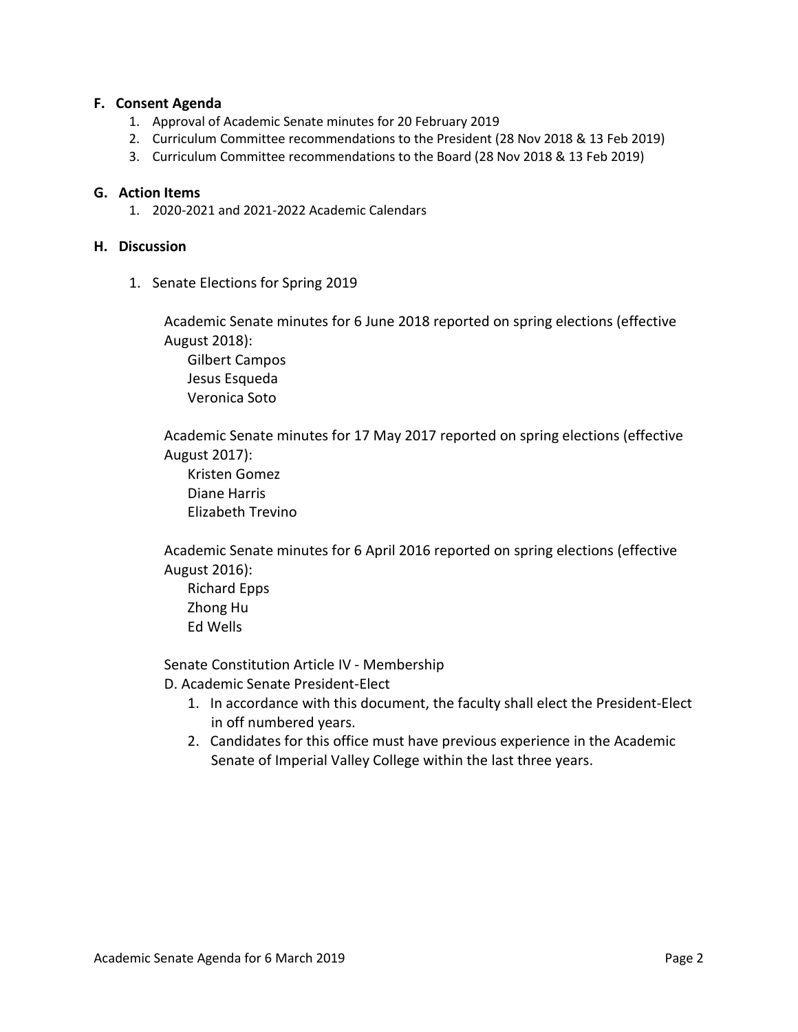## F. Consent Agenda

1. Approval of Academic Senate minutes for 20 February 2019
2. Curriculum Committee recommendations to the President (28 Nov 2018 & 13 Feb 2019)
3. Curriculum Committee recommendations to the Board (28 Nov 2018 & 13 Feb 2019)

## G. Action Items

1. 2020-2021 and 2021-2022 Academic Calendars

## H. Discussion

1. Senate Elections for Spring 2019

   Academic Senate minutes for 6 June 2018 reported on spring elections (effective August 2018):
   
   Gilbert Campos
   Jesus Esqueda
   Veronica Soto

   Academic Senate minutes for 17 May 2017 reported on spring elections (effective August 2017):
   
   Kristen Gomez
   Diane Harris
   Elizabeth Trevino

   Academic Senate minutes for 6 April 2016 reported on spring elections (effective August 2016):
   
   Richard Epps
   Zhong Hu
   Ed Wells

   Senate Constitution Article IV - Membership
   
   D. Academic Senate President-Elect
   
   1. In accordance with this document, the faculty shall elect the President-Elect in off numbered years.
   2. Candidates for this office must have previous experience in the Academic Senate of Imperial Valley College within the last three years.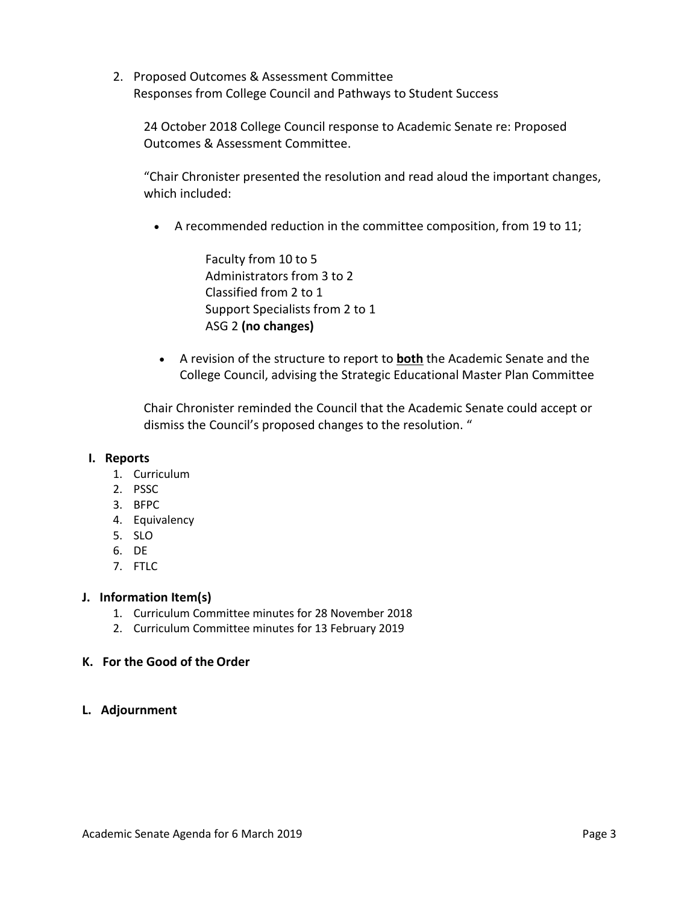2. Proposed Outcomes & Assessment Committee
   Responses from College Council and Pathways to Student Success

   24 October 2018 College Council response to Academic Senate re: Proposed Outcomes & Assessment Committee.

   "Chair Chronister presented the resolution and read aloud the important changes, which included:

   - A recommended reduction in the committee composition, from 19 to 11;

     Faculty from 10 to 5
     Administrators from 3 to 2
     Classified from 2 to 1
     Support Specialists from 2 to 1
     ASG 2 **(no changes)**

   - A revision of the structure to report to <u>**both**</u> the Academic Senate and the College Council, advising the Strategic Educational Master Plan Committee

   Chair Chronister reminded the Council that the Academic Senate could accept or dismiss the Council's proposed changes to the resolution. "

## I. Reports

1. Curriculum
2. PSSC
3. BFPC
4. Equivalency
5. SLO
6. DE
7. FTLC

## J. Information Item(s)

1. Curriculum Committee minutes for 28 November 2018
2. Curriculum Committee minutes for 13 February 2019

## K. For the Good of the Order

## L. Adjournment